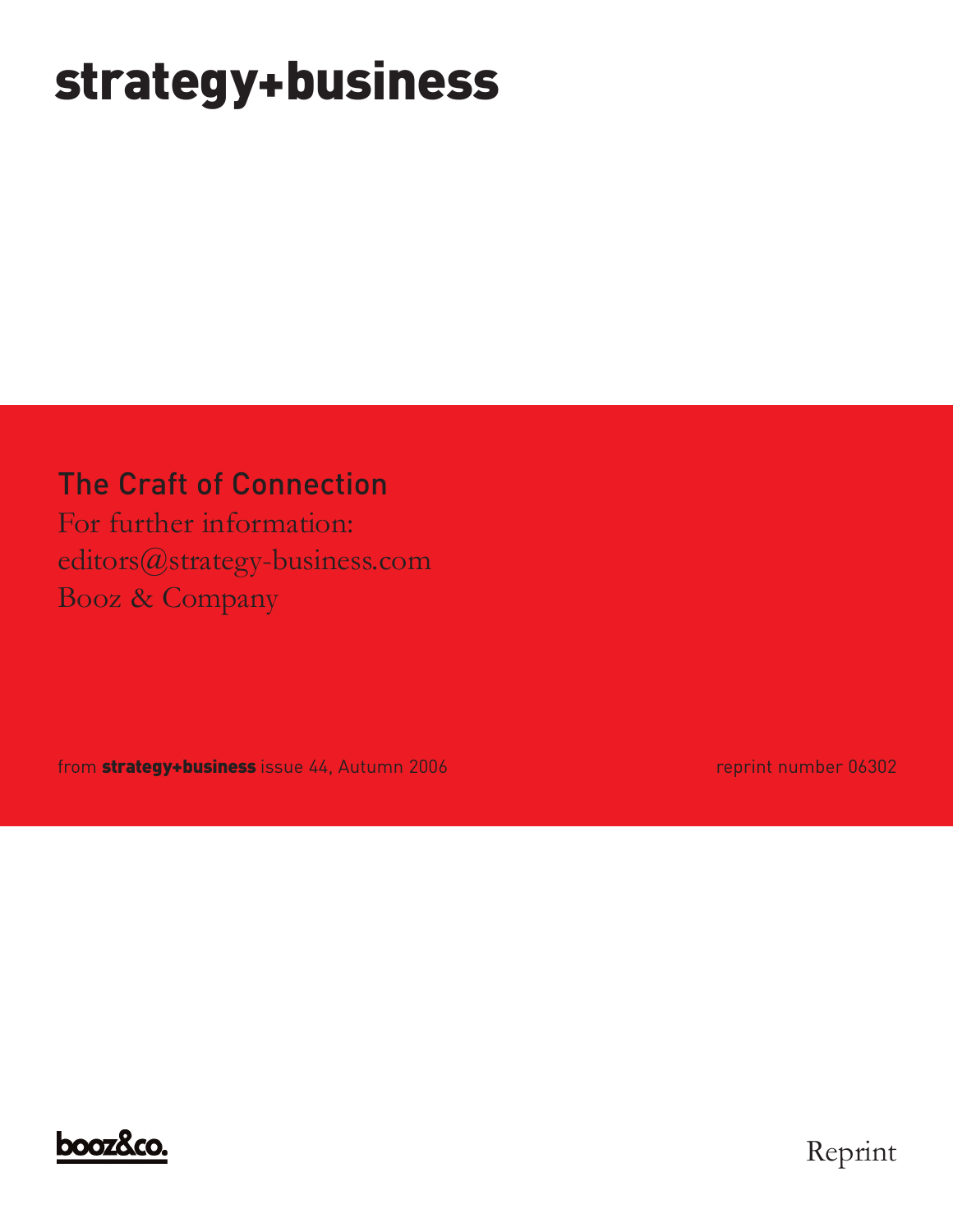# strategy+business

## The Craft of Connection

For further information:
editors@strategy-business.com
Booz & Company

from **strategy+business** issue 44, Autumn 2006

reprint number 06302

booz&co.

Reprint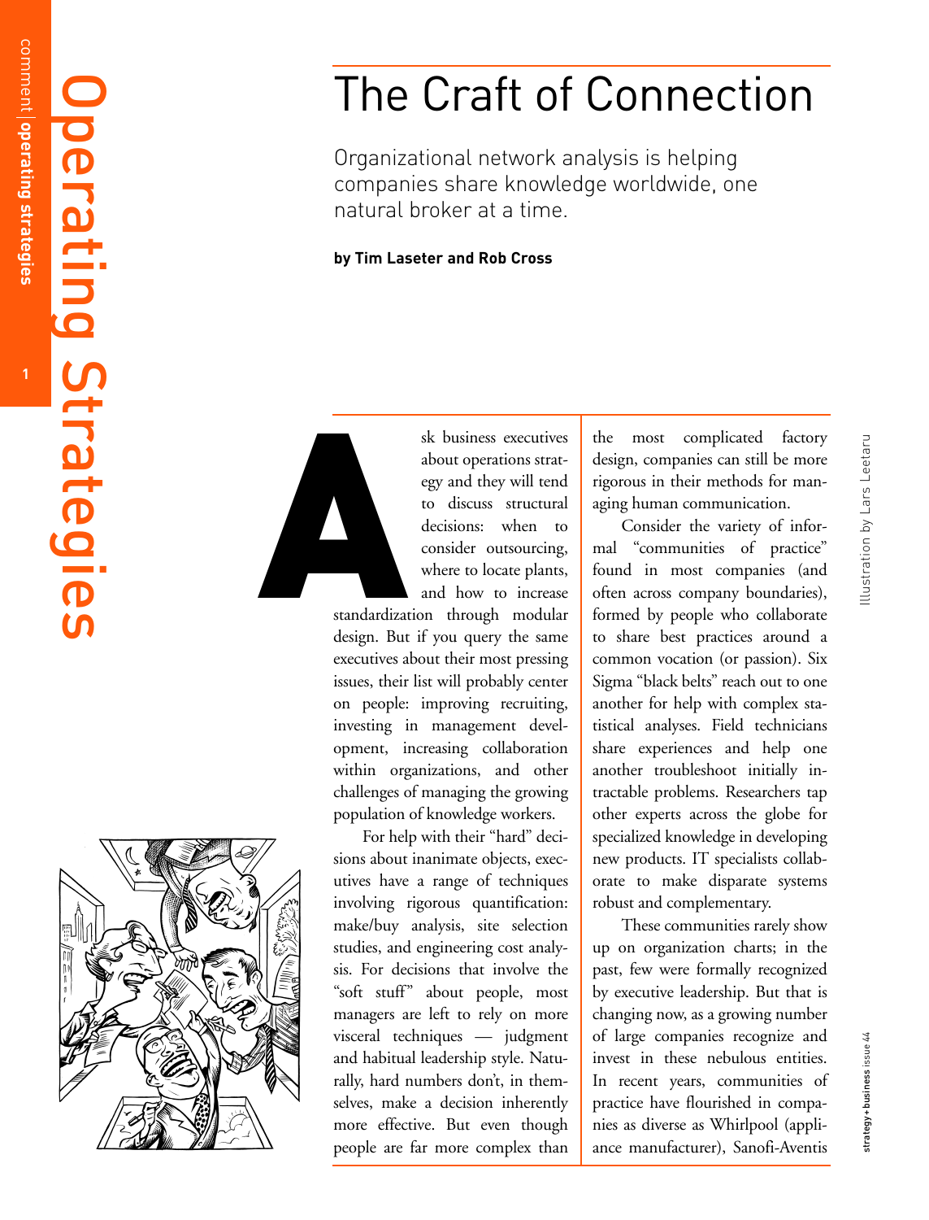# The Craft of Connection

Organizational network analysis is helping companies share knowledge worldwide, one natural broker at a time.

**by Tim Laseter and Rob Cross**

Illustration by Lars Leetaru

Ask business executives about operations strategy and they will tend to discuss structural decisions: when to consider outsourcing, where to locate plants, and how to increase standardization through modular design. But if you query the same executives about their most pressing issues, their list will probably center on people: improving recruiting, investing in management development, increasing collaboration within organizations, and other challenges of managing the growing population of knowledge workers.

For help with their "hard" decisions about inanimate objects, executives have a range of techniques involving rigorous quantification: make/buy analysis, site selection studies, and engineering cost analysis. For decisions that involve the "soft stuff" about people, most managers are left to rely on more visceral techniques — judgment and habitual leadership style. Naturally, hard numbers don't, in themselves, make a decision inherently more effective. But even though people are far more complex than the most complicated factory design, companies can still be more rigorous in their methods for managing human communication.

Consider the variety of informal "communities of practice" found in most companies (and often across company boundaries), formed by people who collaborate to share best practices around a common vocation (or passion). Six Sigma "black belts" reach out to one another for help with complex statistical analyses. Field technicians share experiences and help one another troubleshoot initially intractable problems. Researchers tap other experts across the globe for specialized knowledge in developing new products. IT specialists collaborate to make disparate systems robust and complementary.

These communities rarely show up on organization charts; in the past, few were formally recognized by executive leadership. But that is changing now, as a growing number of large companies recognize and invest in these nebulous entities. In recent years, communities of practice have flourished in companies as diverse as Whirlpool (appliance manufacturer), Sanofi-Aventis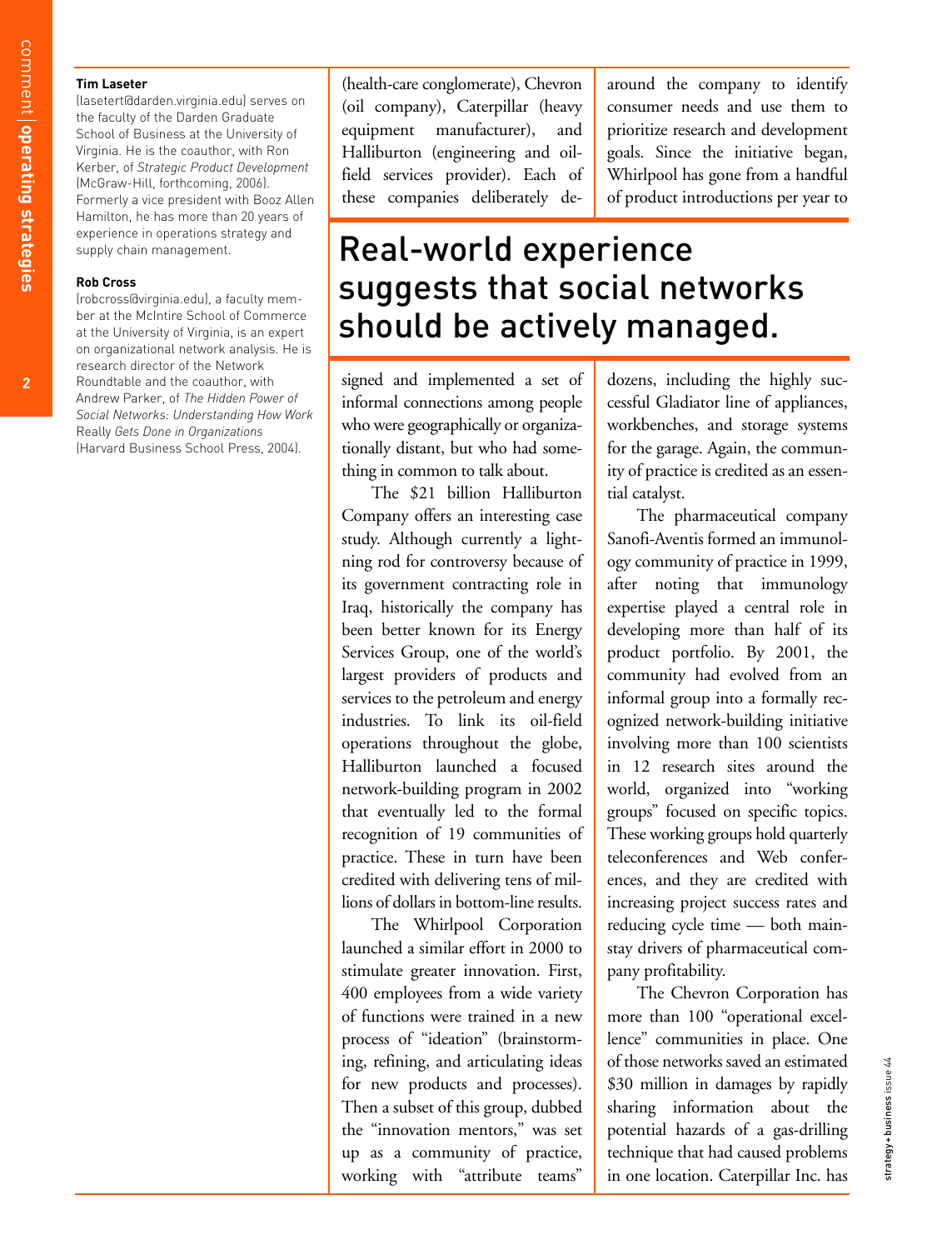**Tim Laseter**
(lasetert@darden.virginia.edu) serves on the faculty of the Darden Graduate School of Business at the University of Virginia. He is the coauthor, with Ron Kerber, of *Strategic Product Development* (McGraw-Hill, forthcoming, 2006). Formerly a vice president with Booz Allen Hamilton, he has more than 20 years of experience in operations strategy and supply chain management.

**Rob Cross**
(robcross@virginia.edu), a faculty member at the McIntire School of Commerce at the University of Virginia, is an expert on organizational network analysis. He is research director of the Network Roundtable and the coauthor, with Andrew Parker, of *The Hidden Power of Social Networks: Understanding How Work* Really *Gets Done in Organizations* (Harvard Business School Press, 2004).

(health-care conglomerate), Chevron (oil company), Caterpillar (heavy equipment manufacturer), and Halliburton (engineering and oil-field services provider). Each of these companies deliberately designed and implemented a set of informal connections among people who were geographically or organizationally distant, but who had something in common to talk about.

The $21 billion Halliburton Company offers an interesting case study. Although currently a lightning rod for controversy because of its government contracting role in Iraq, historically the company has been better known for its Energy Services Group, one of the world's largest providers of products and services to the petroleum and energy industries. To link its oil-field operations throughout the globe, Halliburton launched a focused network-building program in 2002 that eventually led to the formal recognition of 19 communities of practice. These in turn have been credited with delivering tens of millions of dollars in bottom-line results.

The Whirlpool Corporation launched a similar effort in 2000 to stimulate greater innovation. First, 400 employees from a wide variety of functions were trained in a new process of "ideation" (brainstorming, refining, and articulating ideas for new products and processes). Then a subset of this group, dubbed the "innovation mentors," was set up as a community of practice, working with "attribute teams" around the company to identify consumer needs and use them to prioritize research and development goals. Since the initiative began, Whirlpool has gone from a handful of product introductions per year to dozens, including the highly successful Gladiator line of appliances, workbenches, and storage systems for the garage. Again, the community of practice is credited as an essential catalyst.

## Real-world experience suggests that social networks should be actively managed.

The pharmaceutical company Sanofi-Aventis formed an immunology community of practice in 1999, after noting that immunology expertise played a central role in developing more than half of its product portfolio. By 2001, the community had evolved from an informal group into a formally recognized network-building initiative involving more than 100 scientists in 12 research sites around the world, organized into "working groups" focused on specific topics. These working groups hold quarterly teleconferences and Web conferences, and they are credited with increasing project success rates and reducing cycle time — both mainstay drivers of pharmaceutical company profitability.

The Chevron Corporation has more than 100 "operational excellence" communities in place. One of those networks saved an estimated $30 million in damages by rapidly sharing information about the potential hazards of a gas-drilling technique that had caused problems in one location. Caterpillar Inc. has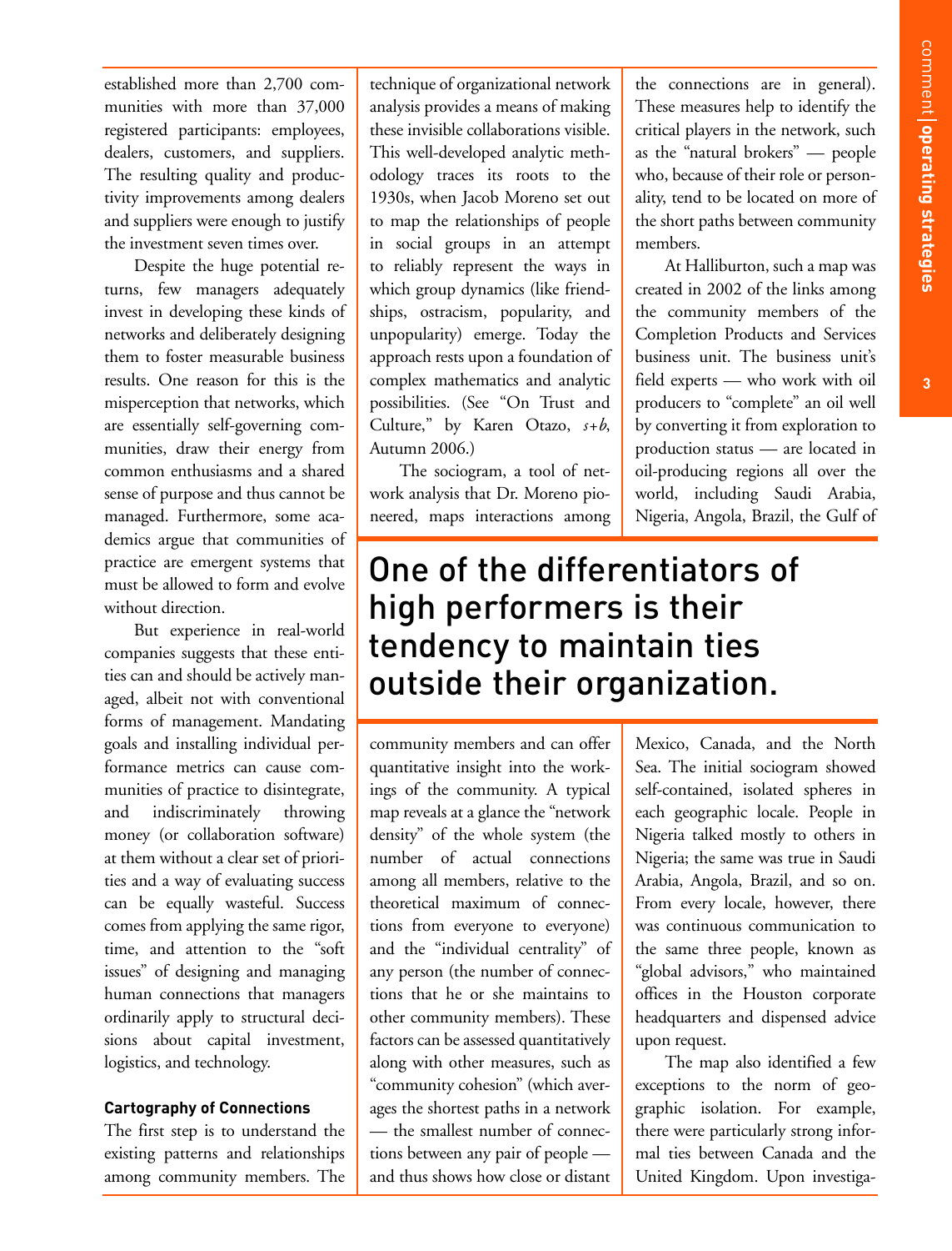established more than 2,700 communities with more than 37,000 registered participants: employees, dealers, customers, and suppliers. The resulting quality and productivity improvements among dealers and suppliers were enough to justify the investment seven times over.

Despite the huge potential returns, few managers adequately invest in developing these kinds of networks and deliberately designing them to foster measurable business results. One reason for this is the misperception that networks, which are essentially self-governing communities, draw their energy from common enthusiasms and a shared sense of purpose and thus cannot be managed. Furthermore, some academics argue that communities of practice are emergent systems that must be allowed to form and evolve without direction.

But experience in real-world companies suggests that these entities can and should be actively managed, albeit not with conventional forms of management. Mandating goals and installing individual performance metrics can cause communities of practice to disintegrate, and indiscriminately throwing money (or collaboration software) at them without a clear set of priorities and a way of evaluating success can be equally wasteful. Success comes from applying the same rigor, time, and attention to the "soft issues" of designing and managing human connections that managers ordinarily apply to structural decisions about capital investment, logistics, and technology.

### Cartography of Connections

The first step is to understand the existing patterns and relationships among community members. The technique of organizational network analysis provides a means of making these invisible collaborations visible. This well-developed analytic methodology traces its roots to the 1930s, when Jacob Moreno set out to map the relationships of people in social groups in an attempt to reliably represent the ways in which group dynamics (like friendships, ostracism, popularity, and unpopularity) emerge. Today the approach rests upon a foundation of complex mathematics and analytic possibilities. (See "On Trust and Culture," by Karen Otazo, *s+b*, Autumn 2006.)

The sociogram, a tool of network analysis that Dr. Moreno pioneered, maps interactions among community members and can offer quantitative insight into the workings of the community. A typical map reveals at a glance the "network density" of the whole system (the number of actual connections among all members, relative to the theoretical maximum of connections from everyone to everyone) and the "individual centrality" of any person (the number of connections that he or she maintains to other community members). These factors can be assessed quantitatively along with other measures, such as "community cohesion" (which averages the shortest paths in a network — the smallest number of connections between any pair of people — and thus shows how close or distant the connections are in general). These measures help to identify the critical players in the network, such as the "natural brokers" — people who, because of their role or personality, tend to be located on more of the short paths between community members.

> **One of the differentiators of high performers is their tendency to maintain ties outside their organization.**

At Halliburton, such a map was created in 2002 of the links among the community members of the Completion Products and Services business unit. The business unit's field experts — who work with oil producers to "complete" an oil well by converting it from exploration to production status — are located in oil-producing regions all over the world, including Saudi Arabia, Nigeria, Angola, Brazil, the Gulf of Mexico, Canada, and the North Sea. The initial sociogram showed self-contained, isolated spheres in each geographic locale. People in Nigeria talked mostly to others in Nigeria; the same was true in Saudi Arabia, Angola, Brazil, and so on. From every locale, however, there was continuous communication to the same three people, known as "global advisors," who maintained offices in the Houston corporate headquarters and dispensed advice upon request.

The map also identified a few exceptions to the norm of geographic isolation. For example, there were particularly strong informal ties between Canada and the United Kingdom. Upon investiga-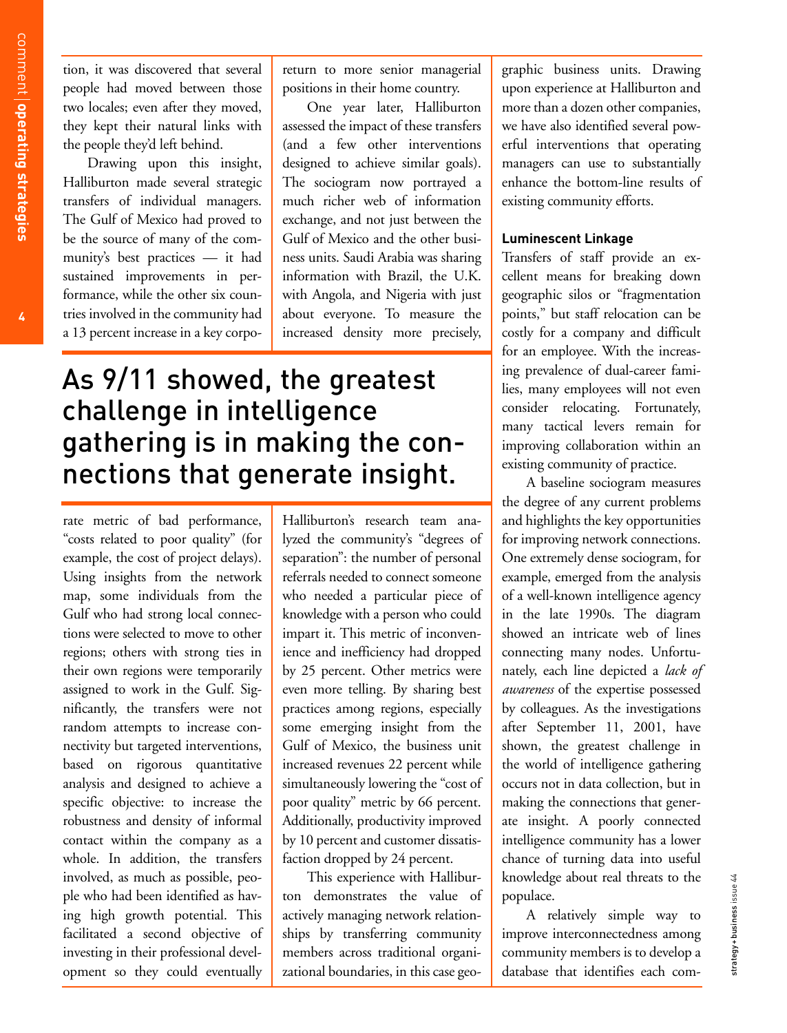tion, it was discovered that several people had moved between those two locales; even after they moved, they kept their natural links with the people they'd left behind.

Drawing upon this insight, Halliburton made several strategic transfers of individual managers. The Gulf of Mexico had proved to be the source of many of the community's best practices — it had sustained improvements in performance, while the other six countries involved in the community had a 13 percent increase in a key corporate metric of bad performance, "costs related to poor quality" (for example, the cost of project delays). Using insights from the network map, some individuals from the Gulf who had strong local connections were selected to move to other regions; others with strong ties in their own regions were temporarily assigned to work in the Gulf. Significantly, the transfers were not random attempts to increase connectivity but targeted interventions, based on rigorous quantitative analysis and designed to achieve a specific objective: to increase the robustness and density of informal contact within the company as a whole. In addition, the transfers involved, as much as possible, people who had been identified as having high growth potential. This facilitated a second objective of investing in their professional development so they could eventually return to more senior managerial positions in their home country.

One year later, Halliburton assessed the impact of these transfers (and a few other interventions designed to achieve similar goals). The sociogram now portrayed a much richer web of information exchange, and not just between the Gulf of Mexico and the other business units. Saudi Arabia was sharing information with Brazil, the U.K. with Angola, and Nigeria with just about everyone. To measure the increased density more precisely, Halliburton's research team analyzed the community's "degrees of separation": the number of personal referrals needed to connect someone who needed a particular piece of knowledge with a person who could impart it. This metric of inconvenience and inefficiency had dropped by 25 percent. Other metrics were even more telling. By sharing best practices among regions, especially some emerging insight from the Gulf of Mexico, the business unit increased revenues 22 percent while simultaneously lowering the "cost of poor quality" metric by 66 percent. Additionally, productivity improved by 10 percent and customer dissatisfaction dropped by 24 percent.

This experience with Halliburton demonstrates the value of actively managing network relationships by transferring community members across traditional organizational boundaries, in this case geographic business units. Drawing upon experience at Halliburton and more than a dozen other companies, we have also identified several powerful interventions that operating managers can use to substantially enhance the bottom-line results of existing community efforts.

> As 9/11 showed, the greatest challenge in intelligence gathering is in making the connections that generate insight.

### Luminescent Linkage

Transfers of staff provide an excellent means for breaking down geographic silos or "fragmentation points," but staff relocation can be costly for a company and difficult for an employee. With the increasing prevalence of dual-career families, many employees will not even consider relocating. Fortunately, many tactical levers remain for improving collaboration within an existing community of practice.

A baseline sociogram measures the degree of any current problems and highlights the key opportunities for improving network connections. One extremely dense sociogram, for example, emerged from the analysis of a well-known intelligence agency in the late 1990s. The diagram showed an intricate web of lines connecting many nodes. Unfortunately, each line depicted a *lack of awareness* of the expertise possessed by colleagues. As the investigations after September 11, 2001, have shown, the greatest challenge in the world of intelligence gathering occurs not in data collection, but in making the connections that generate insight. A poorly connected intelligence community has a lower chance of turning data into useful knowledge about real threats to the populace.

A relatively simple way to improve interconnectedness among community members is to develop a database that identifies each com-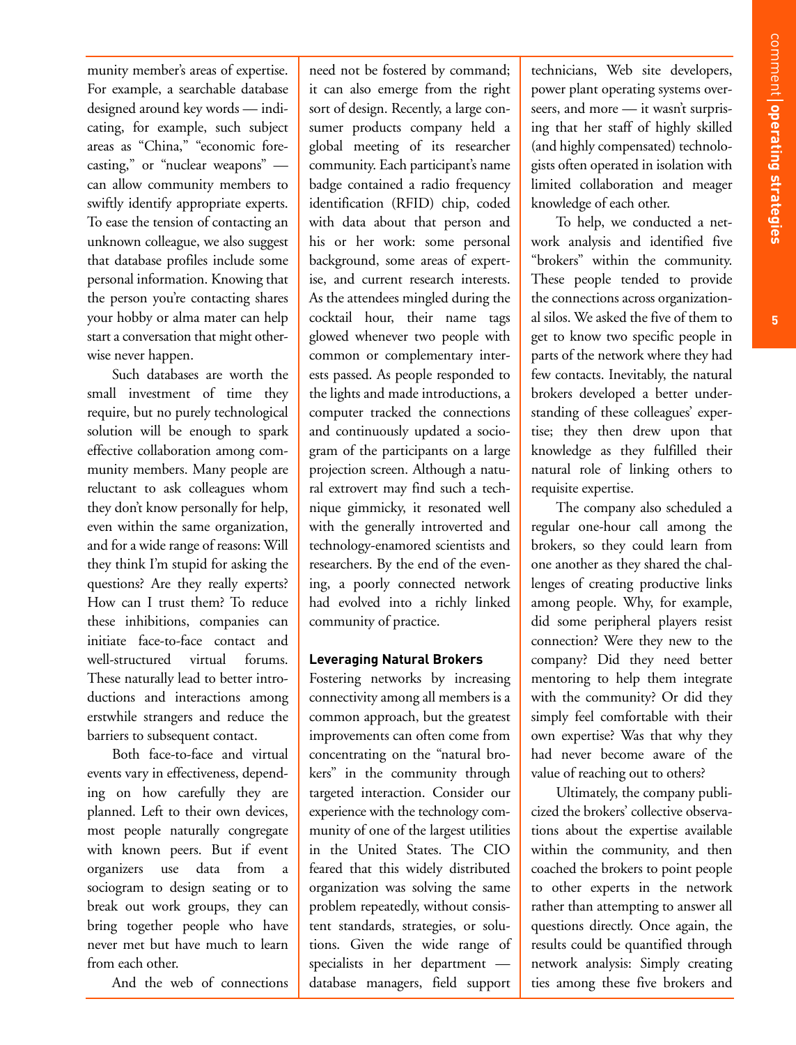munity member's areas of expertise. For example, a searchable database designed around key words — indicating, for example, such subject areas as "China," "economic forecasting," or "nuclear weapons" — can allow community members to swiftly identify appropriate experts. To ease the tension of contacting an unknown colleague, we also suggest that database profiles include some personal information. Knowing that the person you're contacting shares your hobby or alma mater can help start a conversation that might otherwise never happen.

Such databases are worth the small investment of time they require, but no purely technological solution will be enough to spark effective collaboration among community members. Many people are reluctant to ask colleagues whom they don't know personally for help, even within the same organization, and for a wide range of reasons: Will they think I'm stupid for asking the questions? Are they really experts? How can I trust them? To reduce these inhibitions, companies can initiate face-to-face contact and well-structured virtual forums. These naturally lead to better introductions and interactions among erstwhile strangers and reduce the barriers to subsequent contact.

Both face-to-face and virtual events vary in effectiveness, depending on how carefully they are planned. Left to their own devices, most people naturally congregate with known peers. But if event organizers use data from a sociogram to design seating or to break out work groups, they can bring together people who have never met but have much to learn from each other.

And the web of connections need not be fostered by command; it can also emerge from the right sort of design. Recently, a large consumer products company held a global meeting of its researcher community. Each participant's name badge contained a radio frequency identification (RFID) chip, coded with data about that person and his or her work: some personal background, some areas of expertise, and current research interests. As the attendees mingled during the cocktail hour, their name tags glowed whenever two people with common or complementary interests passed. As people responded to the lights and made introductions, a computer tracked the connections and continuously updated a sociogram of the participants on a large projection screen. Although a natural extrovert may find such a technique gimmicky, it resonated well with the generally introverted and technology-enamored scientists and researchers. By the end of the evening, a poorly connected network had evolved into a richly linked community of practice.

### Leveraging Natural Brokers

Fostering networks by increasing connectivity among all members is a common approach, but the greatest improvements can often come from concentrating on the "natural brokers" in the community through targeted interaction. Consider our experience with the technology community of one of the largest utilities in the United States. The CIO feared that this widely distributed organization was solving the same problem repeatedly, without consistent standards, strategies, or solutions. Given the wide range of specialists in her department — database managers, field support technicians, Web site developers, power plant operating systems overseers, and more — it wasn't surprising that her staff of highly skilled (and highly compensated) technologists often operated in isolation with limited collaboration and meager knowledge of each other.

To help, we conducted a network analysis and identified five "brokers" within the community. These people tended to provide the connections across organizational silos. We asked the five of them to get to know two specific people in parts of the network where they had few contacts. Inevitably, the natural brokers developed a better understanding of these colleagues' expertise; they then drew upon that knowledge as they fulfilled their natural role of linking others to requisite expertise.

The company also scheduled a regular one-hour call among the brokers, so they could learn from one another as they shared the challenges of creating productive links among people. Why, for example, did some peripheral players resist connection? Were they new to the company? Did they need better mentoring to help them integrate with the community? Or did they simply feel comfortable with their own expertise? Was that why they had never become aware of the value of reaching out to others?

Ultimately, the company publicized the brokers' collective observations about the expertise available within the community, and then coached the brokers to point people to other experts in the network rather than attempting to answer all questions directly. Once again, the results could be quantified through network analysis: Simply creating ties among these five brokers and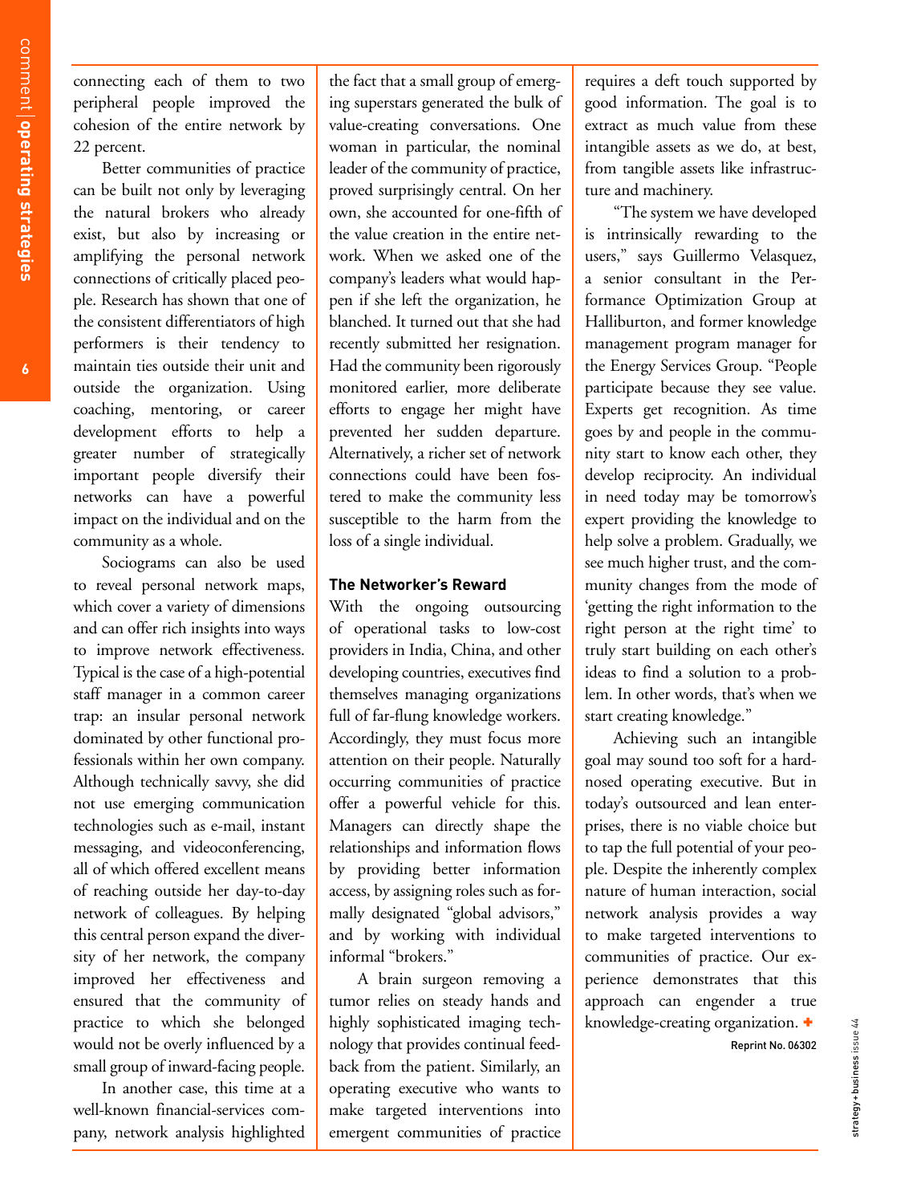connecting each of them to two peripheral people improved the cohesion of the entire network by 22 percent.

Better communities of practice can be built not only by leveraging the natural brokers who already exist, but also by increasing or amplifying the personal network connections of critically placed people. Research has shown that one of the consistent differentiators of high performers is their tendency to maintain ties outside their unit and outside the organization. Using coaching, mentoring, or career development efforts to help a greater number of strategically important people diversify their networks can have a powerful impact on the individual and on the community as a whole.

Sociograms can also be used to reveal personal network maps, which cover a variety of dimensions and can offer rich insights into ways to improve network effectiveness. Typical is the case of a high-potential staff manager in a common career trap: an insular personal network dominated by other functional professionals within her own company. Although technically savvy, she did not use emerging communication technologies such as e-mail, instant messaging, and videoconferencing, all of which offered excellent means of reaching outside her day-to-day network of colleagues. By helping this central person expand the diversity of her network, the company improved her effectiveness and ensured that the community of practice to which she belonged would not be overly influenced by a small group of inward-facing people.

In another case, this time at a well-known financial-services company, network analysis highlighted the fact that a small group of emerging superstars generated the bulk of value-creating conversations. One woman in particular, the nominal leader of the community of practice, proved surprisingly central. On her own, she accounted for one-fifth of the value creation in the entire network. When we asked one of the company's leaders what would happen if she left the organization, he blanched. It turned out that she had recently submitted her resignation. Had the community been rigorously monitored earlier, more deliberate efforts to engage her might have prevented her sudden departure. Alternatively, a richer set of network connections could have been fostered to make the community less susceptible to the harm from the loss of a single individual.

## The Networker's Reward

With the ongoing outsourcing of operational tasks to low-cost providers in India, China, and other developing countries, executives find themselves managing organizations full of far-flung knowledge workers. Accordingly, they must focus more attention on their people. Naturally occurring communities of practice offer a powerful vehicle for this. Managers can directly shape the relationships and information flows by providing better information access, by assigning roles such as formally designated "global advisors," and by working with individual informal "brokers."

A brain surgeon removing a tumor relies on steady hands and highly sophisticated imaging technology that provides continual feedback from the patient. Similarly, an operating executive who wants to make targeted interventions into emergent communities of practice requires a deft touch supported by good information. The goal is to extract as much value from these intangible assets as we do, at best, from tangible assets like infrastructure and machinery.

"The system we have developed is intrinsically rewarding to the users," says Guillermo Velasquez, a senior consultant in the Performance Optimization Group at Halliburton, and former knowledge management program manager for the Energy Services Group. "People participate because they see value. Experts get recognition. As time goes by and people in the community start to know each other, they develop reciprocity. An individual in need today may be tomorrow's expert providing the knowledge to help solve a problem. Gradually, we see much higher trust, and the community changes from the mode of 'getting the right information to the right person at the right time' to truly start building on each other's ideas to find a solution to a problem. In other words, that's when we start creating knowledge."

Achieving such an intangible goal may sound too soft for a hard-nosed operating executive. But in today's outsourced and lean enterprises, there is no viable choice but to tap the full potential of your people. Despite the inherently complex nature of human interaction, social network analysis provides a way to make targeted interventions to communities of practice. Our experience demonstrates that this approach can engender a true knowledge-creating organization. +

Reprint No. 06302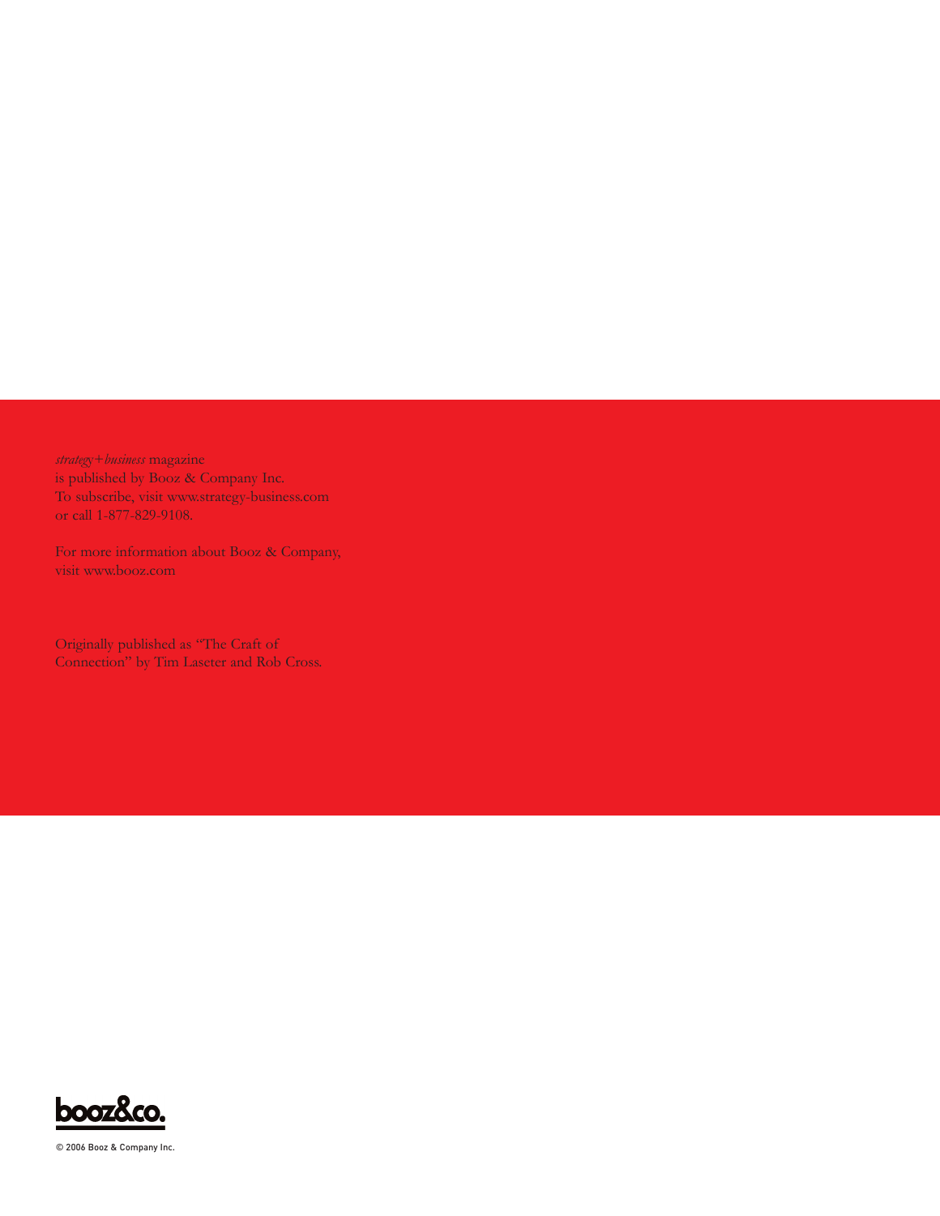*strategy+business* magazine
is published by Booz & Company Inc.
To subscribe, visit www.strategy-business.com
or call 1-877-829-9108.

For more information about Booz & Company,
visit www.booz.com

Originally published as "The Craft of
Connection" by Tim Laseter and Rob Cross.

booz&co.

© 2006 Booz & Company Inc.